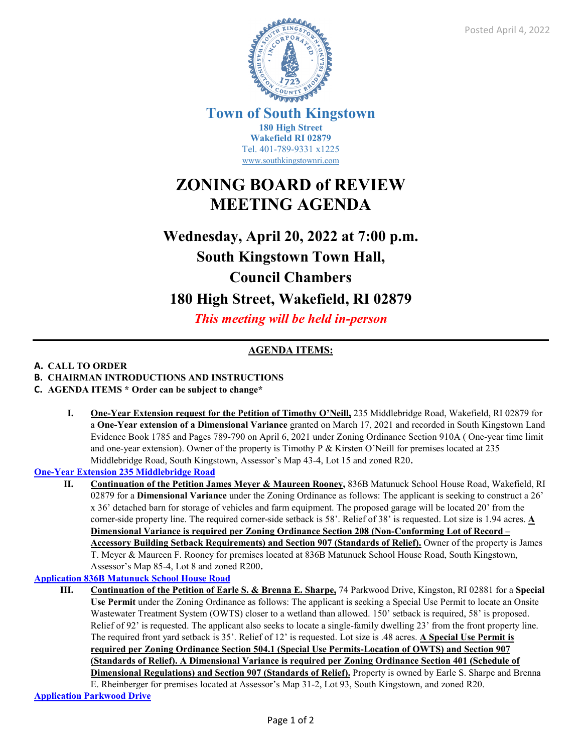Posted April 4, 2022

# Town of South Kingstown

**180 High Street**
**Wakefield RI 02879**
Tel. 401-789-9331 x1225
www.southkingstownri.com

# ZONING BOARD of REVIEW MEETING AGENDA

## Wednesday, April 20, 2022 at 7:00 p.m.
## South Kingstown Town Hall,
## Council Chambers
## 180 High Street, Wakefield, RI 02879

***This meeting will be held in-person***

---

**AGENDA ITEMS:**

**A. CALL TO ORDER**
**B. CHAIRMAN INTRODUCTIONS AND INSTRUCTIONS**
**C. AGENDA ITEMS * Order can be subject to change***

**I.** **One-Year Extension request for the Petition of Timothy O'Neill,** 235 Middlebridge Road, Wakefield, RI 02879 for a **One-Year extension of a Dimensional Variance** granted on March 17, 2021 and recorded in South Kingstown Land Evidence Book 1785 and Pages 789-790 on April 6, 2021 under Zoning Ordinance Section 910A ( One-year time limit and one-year extension). Owner of the property is Timothy P & Kirsten O'Neill for premises located at 235 Middlebridge Road, South Kingstown, Assessor's Map 43-4, Lot 15 and zoned R20.

One-Year Extension 235 Middlebridge Road

**II.** **Continuation of the Petition James Meyer & Maureen Rooney,** 836B Matunuck School House Road, Wakefield, RI 02879 for a **Dimensional Variance** under the Zoning Ordinance as follows: The applicant is seeking to construct a 26' x 36' detached barn for storage of vehicles and farm equipment. The proposed garage will be located 20' from the corner-side property line. The required corner-side setback is 58'. Relief of 38' is requested. Lot size is 1.94 acres. **A Dimensional Variance is required per Zoning Ordinance Section 208 (Non-Conforming Lot of Record – Accessory Building Setback Requirements) and Section 907 (Standards of Relief).** Owner of the property is James T. Meyer & Maureen F. Rooney for premises located at 836B Matunuck School House Road, South Kingstown, Assessor's Map 85-4, Lot 8 and zoned R200.

Application 836B Matunuck School House Road

**III.** **Continuation of the Petition of Earle S. & Brenna E. Sharpe,** 74 Parkwood Drive, Kingston, RI 02881 for a **Special Use Permit** under the Zoning Ordinance as follows: The applicant is seeking a Special Use Permit to locate an Onsite Wastewater Treatment System (OWTS) closer to a wetland than allowed. 150' setback is required, 58' is proposed. Relief of 92' is requested. The applicant also seeks to locate a single-family dwelling 23' from the front property line. The required front yard setback is 35'. Relief of 12' is requested. Lot size is .48 acres. **A Special Use Permit is required per Zoning Ordinance Section 504.1 (Special Use Permits-Location of OWTS) and Section 907 (Standards of Relief). A Dimensional Variance is required per Zoning Ordinance Section 401 (Schedule of Dimensional Regulations) and Section 907 (Standards of Relief).** Property is owned by Earle S. Sharpe and Brenna E. Rheinberger for premises located at Assessor's Map 31-2, Lot 93, South Kingstown, and zoned R20.

Application Parkwood Drive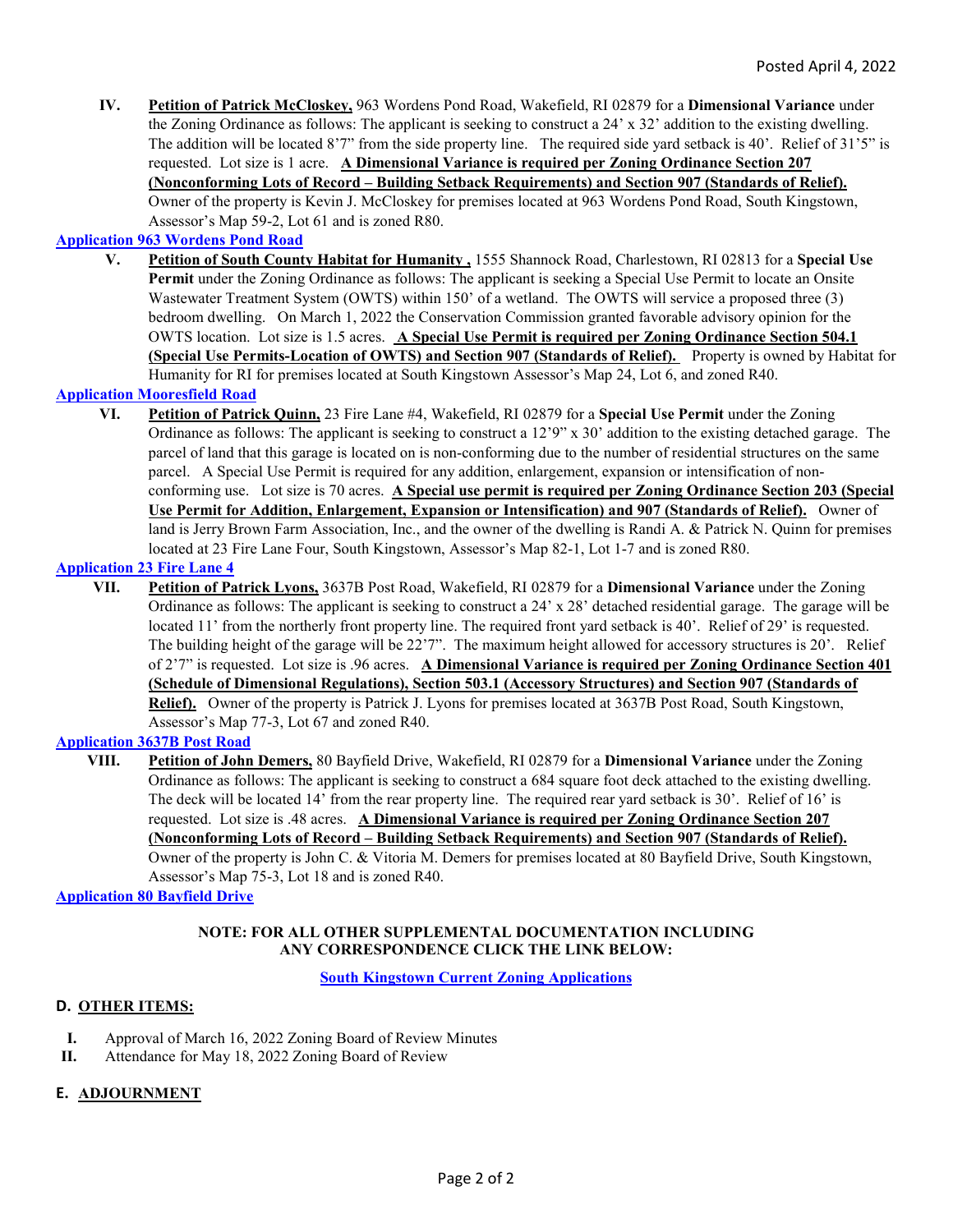IV. **Petition of Patrick McCloskey,** 963 Wordens Pond Road, Wakefield, RI 02879 for a **Dimensional Variance** under the Zoning Ordinance as follows: The applicant is seeking to construct a 24' x 32' addition to the existing dwelling. The addition will be located 8'7" from the side property line. The required side yard setback is 40'. Relief of 31'5" is requested. Lot size is 1 acre. **A Dimensional Variance is required per Zoning Ordinance Section 207 (Nonconforming Lots of Record – Building Setback Requirements) and Section 907 (Standards of Relief).** Owner of the property is Kevin J. McCloskey for premises located at 963 Wordens Pond Road, South Kingstown, Assessor's Map 59-2, Lot 61 and is zoned R80.

Application 963 Wordens Pond Road

V. **Petition of South County Habitat for Humanity ,** 1555 Shannock Road, Charlestown, RI 02813 for a **Special Use Permit** under the Zoning Ordinance as follows: The applicant is seeking a Special Use Permit to locate an Onsite Wastewater Treatment System (OWTS) within 150' of a wetland. The OWTS will service a proposed three (3) bedroom dwelling. On March 1, 2022 the Conservation Commission granted favorable advisory opinion for the OWTS location. Lot size is 1.5 acres. **A Special Use Permit is required per Zoning Ordinance Section 504.1 (Special Use Permits-Location of OWTS) and Section 907 (Standards of Relief).** Property is owned by Habitat for Humanity for RI for premises located at South Kingstown Assessor's Map 24, Lot 6, and zoned R40.

Application Mooresfield Road

VI. **Petition of Patrick Quinn,** 23 Fire Lane #4, Wakefield, RI 02879 for a **Special Use Permit** under the Zoning Ordinance as follows: The applicant is seeking to construct a 12'9" x 30' addition to the existing detached garage. The parcel of land that this garage is located on is non-conforming due to the number of residential structures on the same parcel. A Special Use Permit is required for any addition, enlargement, expansion or intensification of non-conforming use. Lot size is 70 acres. **A Special use permit is required per Zoning Ordinance Section 203 (Special Use Permit for Addition, Enlargement, Expansion or Intensification) and 907 (Standards of Relief).** Owner of land is Jerry Brown Farm Association, Inc., and the owner of the dwelling is Randi A. & Patrick N. Quinn for premises located at 23 Fire Lane Four, South Kingstown, Assessor's Map 82-1, Lot 1-7 and is zoned R80.

Application 23 Fire Lane 4

VII. **Petition of Patrick Lyons,** 3637B Post Road, Wakefield, RI 02879 for a **Dimensional Variance** under the Zoning Ordinance as follows: The applicant is seeking to construct a 24' x 28' detached residential garage. The garage will be located 11' from the northerly front property line. The required front yard setback is 40'. Relief of 29' is requested. The building height of the garage will be 22'7". The maximum height allowed for accessory structures is 20'. Relief of 2'7" is requested. Lot size is .96 acres. **A Dimensional Variance is required per Zoning Ordinance Section 401 (Schedule of Dimensional Regulations), Section 503.1 (Accessory Structures) and Section 907 (Standards of Relief).** Owner of the property is Patrick J. Lyons for premises located at 3637B Post Road, South Kingstown, Assessor's Map 77-3, Lot 67 and zoned R40.

Application 3637B Post Road

VIII. **Petition of John Demers,** 80 Bayfield Drive, Wakefield, RI 02879 for a **Dimensional Variance** under the Zoning Ordinance as follows: The applicant is seeking to construct a 684 square foot deck attached to the existing dwelling. The deck will be located 14' from the rear property line. The required rear yard setback is 30'. Relief of 16' is requested. Lot size is .48 acres. **A Dimensional Variance is required per Zoning Ordinance Section 207 (Nonconforming Lots of Record – Building Setback Requirements) and Section 907 (Standards of Relief).** Owner of the property is John C. & Vitoria M. Demers for premises located at 80 Bayfield Drive, South Kingstown, Assessor's Map 75-3, Lot 18 and is zoned R40.

Application 80 Bayfield Drive

**NOTE: FOR ALL OTHER SUPPLEMENTAL DOCUMENTATION INCLUDING ANY CORRESPONDENCE CLICK THE LINK BELOW:**

South Kingstown Current Zoning Applications

## D. OTHER ITEMS:

I. Approval of March 16, 2022 Zoning Board of Review Minutes
II. Attendance for May 18, 2022 Zoning Board of Review

## E. ADJOURNMENT